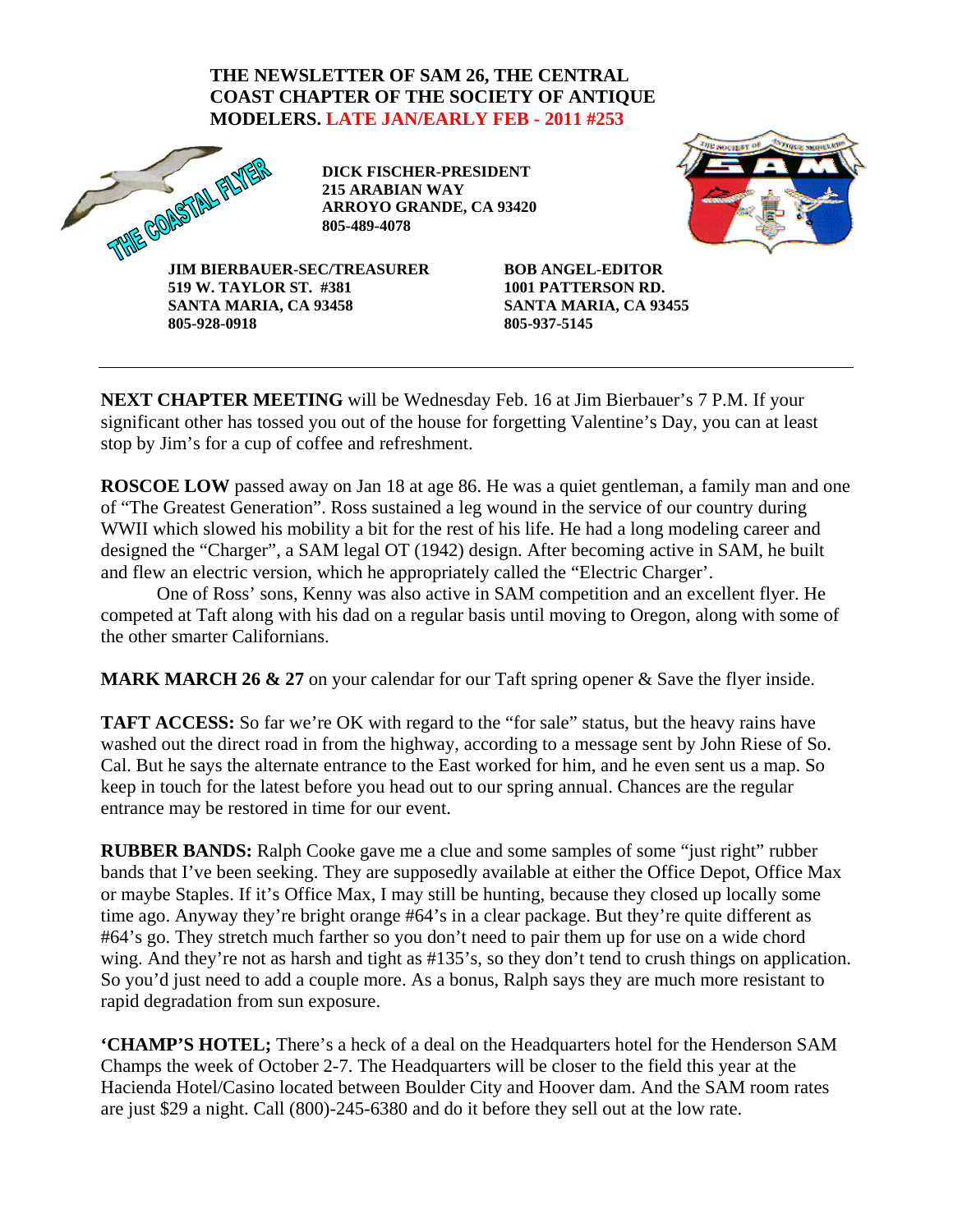**THE NEWSLETTER OF SAM 26, THE CENTRAL COAST CHAPTER OF THE SOCIETY OF ANTIQUE MODELERS. LATE JAN/EARLY FEB - 2011 #253**

THE COASTAL FLYER

**DICK FISCHER-PRESIDENT**
**215 ARABIAN WAY**
**ARROYO GRANDE, CA 93420**
**805-489-4078**

**JIM BIERBAUER-SEC/TREASURER**
**519 W. TAYLOR ST. #381**
**SANTA MARIA, CA 93458**
**805-928-0918**

**BOB ANGEL-EDITOR**
**1001 PATTERSON RD.**
**SANTA MARIA, CA 93455**
**805-937-5145**

---

**NEXT CHAPTER MEETING** will be Wednesday Feb. 16 at Jim Bierbauer's 7 P.M. If your significant other has tossed you out of the house for forgetting Valentine's Day, you can at least stop by Jim's for a cup of coffee and refreshment.

**ROSCOE LOW** passed away on Jan 18 at age 86. He was a quiet gentleman, a family man and one of "The Greatest Generation". Ross sustained a leg wound in the service of our country during WWII which slowed his mobility a bit for the rest of his life. He had a long modeling career and designed the "Charger", a SAM legal OT (1942) design. After becoming active in SAM, he built and flew an electric version, which he appropriately called the "Electric Charger'.

One of Ross' sons, Kenny was also active in SAM competition and an excellent flyer. He competed at Taft along with his dad on a regular basis until moving to Oregon, along with some of the other smarter Californians.

**MARK MARCH 26 & 27** on your calendar for our Taft spring opener & Save the flyer inside.

**TAFT ACCESS:** So far we're OK with regard to the "for sale" status, but the heavy rains have washed out the direct road in from the highway, according to a message sent by John Riese of So. Cal. But he says the alternate entrance to the East worked for him, and he even sent us a map. So keep in touch for the latest before you head out to our spring annual. Chances are the regular entrance may be restored in time for our event.

**RUBBER BANDS:** Ralph Cooke gave me a clue and some samples of some "just right" rubber bands that I've been seeking. They are supposedly available at either the Office Depot, Office Max or maybe Staples. If it's Office Max, I may still be hunting, because they closed up locally some time ago. Anyway they're bright orange #64's in a clear package. But they're quite different as #64's go. They stretch much farther so you don't need to pair them up for use on a wide chord wing. And they're not as harsh and tight as #135's, so they don't tend to crush things on application. So you'd just need to add a couple more. As a bonus, Ralph says they are much more resistant to rapid degradation from sun exposure.

**'CHAMP'S HOTEL;** There's a heck of a deal on the Headquarters hotel for the Henderson SAM Champs the week of October 2-7. The Headquarters will be closer to the field this year at the Hacienda Hotel/Casino located between Boulder City and Hoover dam. And the SAM room rates are just $29 a night. Call (800)-245-6380 and do it before they sell out at the low rate.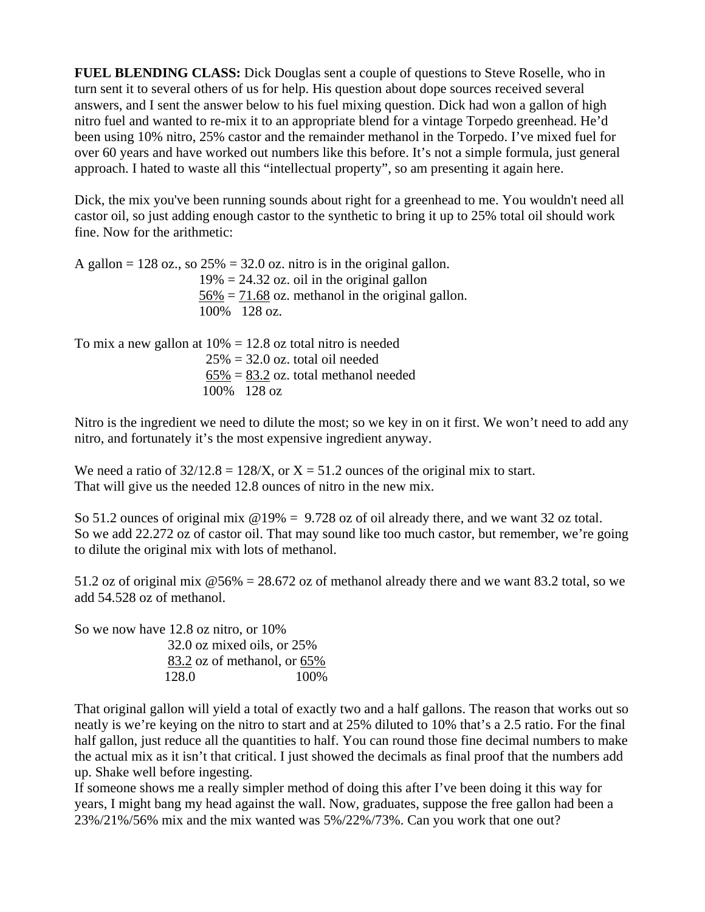**FUEL BLENDING CLASS:** Dick Douglas sent a couple of questions to Steve Roselle, who in turn sent it to several others of us for help. His question about dope sources received several answers, and I sent the answer below to his fuel mixing question. Dick had won a gallon of high nitro fuel and wanted to re-mix it to an appropriate blend for a vintage Torpedo greenhead. He'd been using 10% nitro, 25% castor and the remainder methanol in the Torpedo. I've mixed fuel for over 60 years and have worked out numbers like this before. It's not a simple formula, just general approach. I hated to waste all this "intellectual property", so am presenting it again here.

Dick, the mix you've been running sounds about right for a greenhead to me. You wouldn't need all castor oil, so just adding enough castor to the synthetic to bring it up to 25% total oil should work fine. Now for the arithmetic:

A gallon = 128 oz., so 25% = 32.0 oz. nitro is in the original gallon.
19% = 24.32 oz. oil in the original gallon
56% = 71.68 oz. methanol in the original gallon.
100% 128 oz.

To mix a new gallon at 10% = 12.8 oz total nitro is needed
25% = 32.0 oz. total oil needed
65% = 83.2 oz. total methanol needed
100% 128 oz

Nitro is the ingredient we need to dilute the most; so we key in on it first. We won't need to add any nitro, and fortunately it's the most expensive ingredient anyway.

We need a ratio of $32/12.8 = 128/X$, or $X = 51.2$ ounces of the original mix to start.
That will give us the needed 12.8 ounces of nitro in the new mix.

So 51.2 ounces of original mix @19% = 9.728 oz of oil already there, and we want 32 oz total.
So we add 22.272 oz of castor oil. That may sound like too much castor, but remember, we're going to dilute the original mix with lots of methanol.

51.2 oz of original mix @56% = 28.672 oz of methanol already there and we want 83.2 total, so we add 54.528 oz of methanol.

So we now have 12.8 oz nitro, or 10%
32.0 oz mixed oils, or 25%
83.2 oz of methanol, or 65%
128.0 100%

That original gallon will yield a total of exactly two and a half gallons. The reason that works out so neatly is we're keying on the nitro to start and at 25% diluted to 10% that's a 2.5 ratio. For the final half gallon, just reduce all the quantities to half. You can round those fine decimal numbers to make the actual mix as it isn't that critical. I just showed the decimals as final proof that the numbers add up. Shake well before ingesting.

If someone shows me a really simpler method of doing this after I've been doing it this way for years, I might bang my head against the wall. Now, graduates, suppose the free gallon had been a 23%/21%/56% mix and the mix wanted was 5%/22%/73%. Can you work that one out?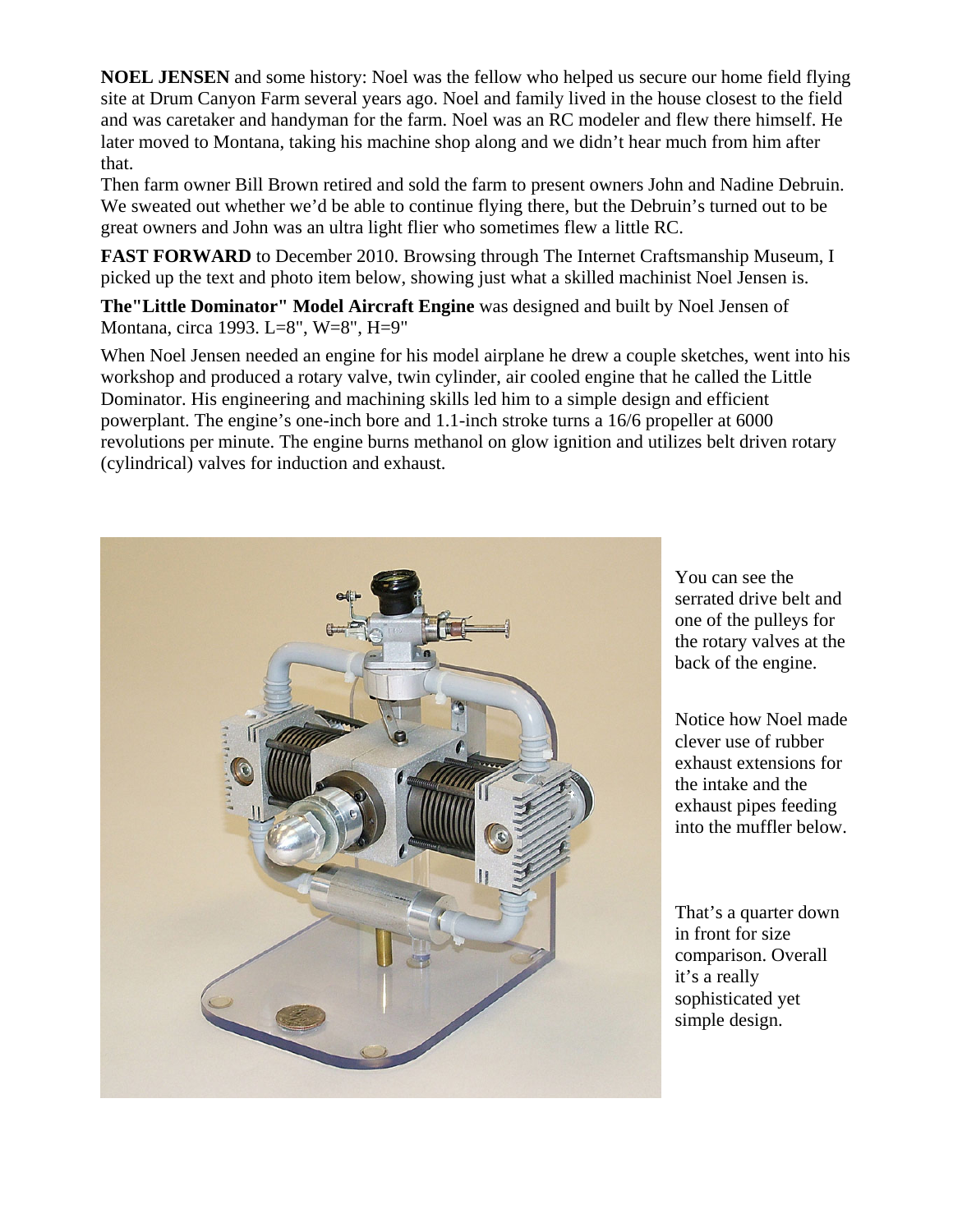**NOEL JENSEN** and some history: Noel was the fellow who helped us secure our home field flying site at Drum Canyon Farm several years ago. Noel and family lived in the house closest to the field and was caretaker and handyman for the farm. Noel was an RC modeler and flew there himself. He later moved to Montana, taking his machine shop along and we didn't hear much from him after that.

Then farm owner Bill Brown retired and sold the farm to present owners John and Nadine Debruin. We sweated out whether we'd be able to continue flying there, but the Debruin's turned out to be great owners and John was an ultra light flier who sometimes flew a little RC.

**FAST FORWARD** to December 2010. Browsing through The Internet Craftsmanship Museum, I picked up the text and photo item below, showing just what a skilled machinist Noel Jensen is.

**The"Little Dominator" Model Aircraft Engine** was designed and built by Noel Jensen of Montana, circa 1993. L=8", W=8", H=9"

When Noel Jensen needed an engine for his model airplane he drew a couple sketches, went into his workshop and produced a rotary valve, twin cylinder, air cooled engine that he called the Little Dominator. His engineering and machining skills led him to a simple design and efficient powerplant. The engine's one-inch bore and 1.1-inch stroke turns a 16/6 propeller at 6000 revolutions per minute. The engine burns methanol on glow ignition and utilizes belt driven rotary (cylindrical) valves for induction and exhaust.

You can see the serrated drive belt and one of the pulleys for the rotary valves at the back of the engine.

Notice how Noel made clever use of rubber exhaust extensions for the intake and the exhaust pipes feeding into the muffler below.

That's a quarter down in front for size comparison. Overall it's a really sophisticated yet simple design.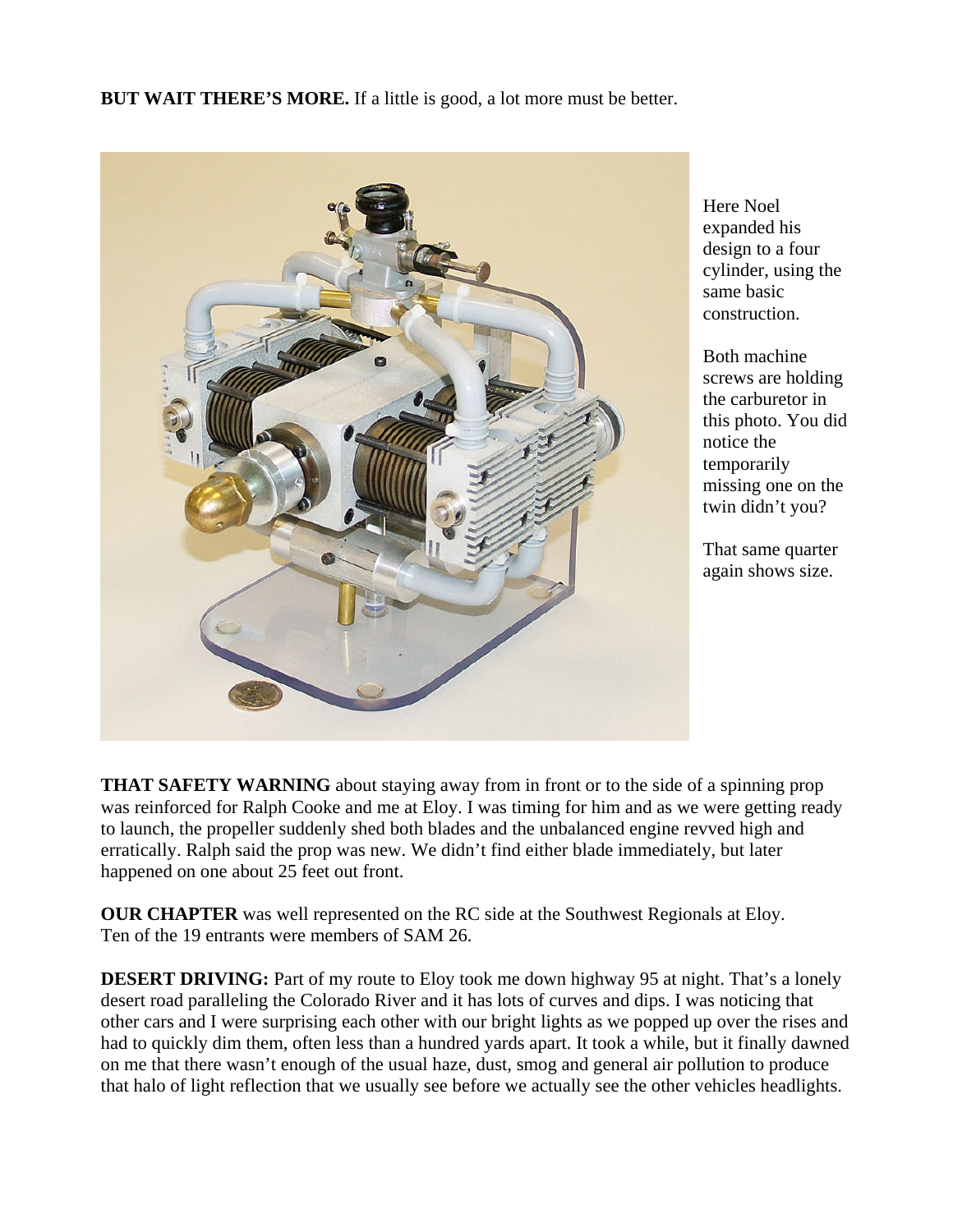**BUT WAIT THERE'S MORE.** If a little is good, a lot more must be better.

Here Noel expanded his design to a four cylinder, using the same basic construction.

Both machine screws are holding the carburetor in this photo. You did notice the temporarily missing one on the twin didn't you?

That same quarter again shows size.

**THAT SAFETY WARNING** about staying away from in front or to the side of a spinning prop was reinforced for Ralph Cooke and me at Eloy. I was timing for him and as we were getting ready to launch, the propeller suddenly shed both blades and the unbalanced engine revved high and erratically. Ralph said the prop was new. We didn't find either blade immediately, but later happened on one about 25 feet out front.

**OUR CHAPTER** was well represented on the RC side at the Southwest Regionals at Eloy. Ten of the 19 entrants were members of SAM 26.

**DESERT DRIVING:** Part of my route to Eloy took me down highway 95 at night. That's a lonely desert road paralleling the Colorado River and it has lots of curves and dips. I was noticing that other cars and I were surprising each other with our bright lights as we popped up over the rises and had to quickly dim them, often less than a hundred yards apart. It took a while, but it finally dawned on me that there wasn't enough of the usual haze, dust, smog and general air pollution to produce that halo of light reflection that we usually see before we actually see the other vehicles headlights.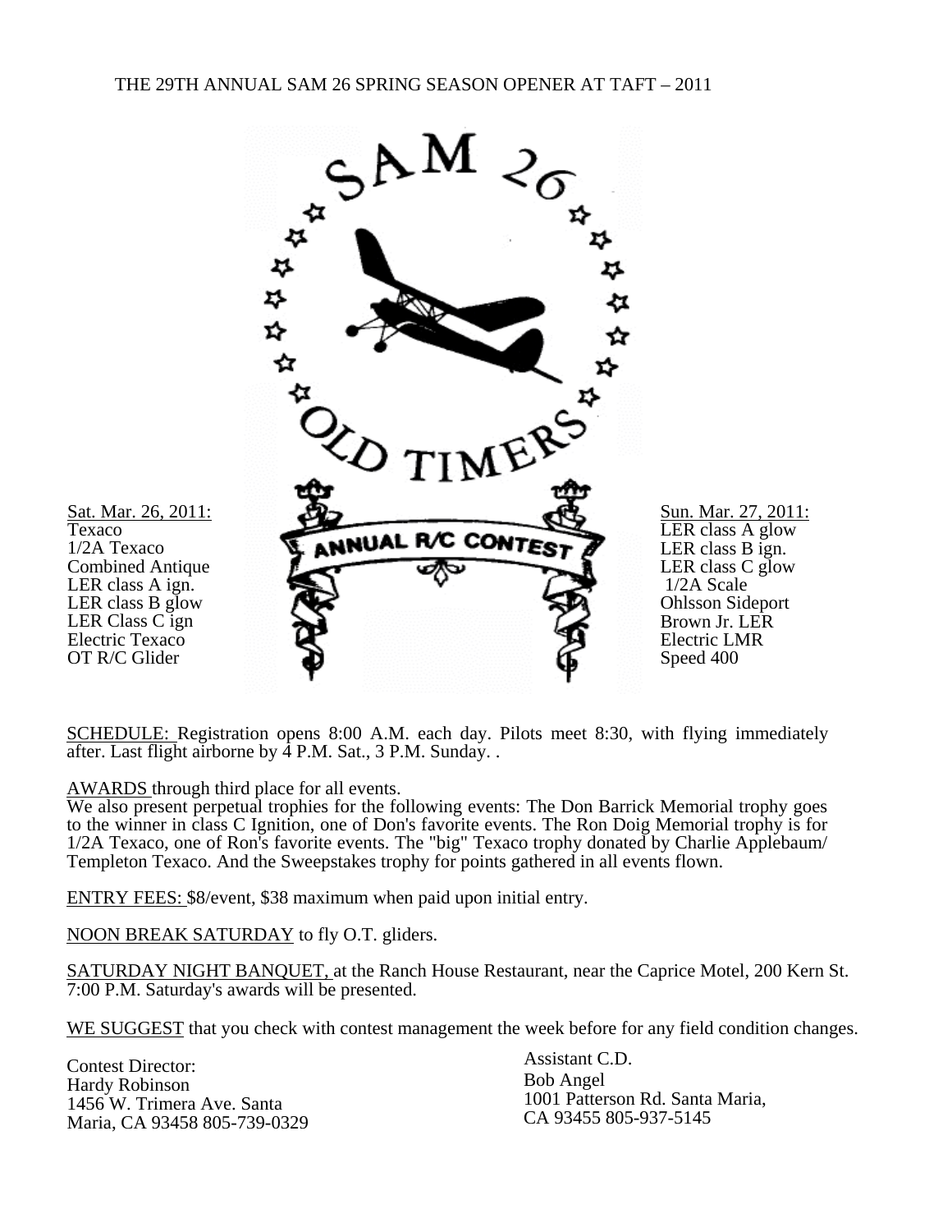THE 29TH ANNUAL SAM 26 SPRING SEASON OPENER AT TAFT – 2011

SAM 26 OLD TIMERS ANNUAL R/C CONTEST

Sat. Mar. 26, 2011:
Texaco
1/2A Texaco
Combined Antique
LER class A ign.
LER class B glow
LER Class C ign
Electric Texaco
OT R/C Glider

Sun. Mar. 27, 2011:
LER class A glow
LER class B ign.
LER class C glow
1/2A Scale
Ohlsson Sideport
Brown Jr. LER
Electric LMR
Speed 400

SCHEDULE: Registration opens 8:00 A.M. each day. Pilots meet 8:30, with flying immediately after. Last flight airborne by 4 P.M. Sat., 3 P.M. Sunday. .

AWARDS through third place for all events.
We also present perpetual trophies for the following events: The Don Barrick Memorial trophy goes to the winner in class C Ignition, one of Don's favorite events. The Ron Doig Memorial trophy is for 1/2A Texaco, one of Ron's favorite events. The "big" Texaco trophy donated by Charlie Applebaum/ Templeton Texaco. And the Sweepstakes trophy for points gathered in all events flown.

ENTRY FEES: $8/event, $38 maximum when paid upon initial entry.

NOON BREAK SATURDAY to fly O.T. gliders.

SATURDAY NIGHT BANQUET, at the Ranch House Restaurant, near the Caprice Motel, 200 Kern St. 7:00 P.M. Saturday's awards will be presented.

WE SUGGEST that you check with contest management the week before for any field condition changes.

Contest Director:
Hardy Robinson
1456 W. Trimera Ave. Santa Maria, CA 93458 805-739-0329

Assistant C.D.
Bob Angel
1001 Patterson Rd. Santa Maria, CA 93455 805-937-5145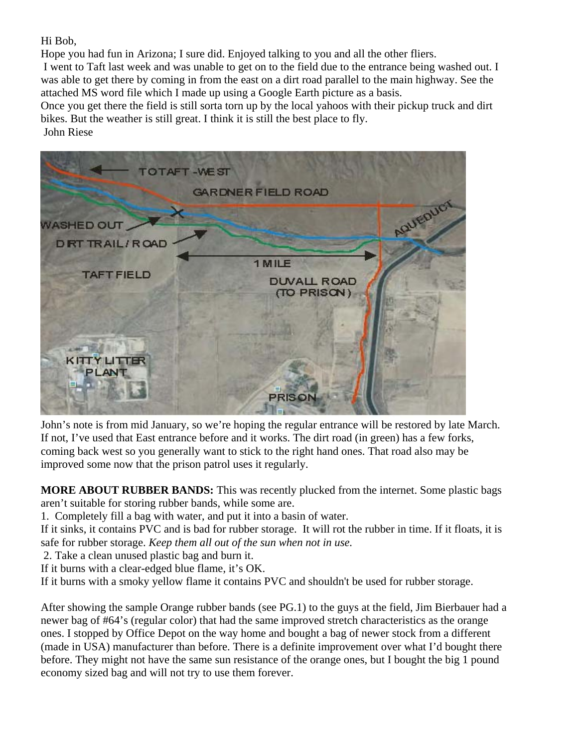Hi Bob,
Hope you had fun in Arizona; I sure did. Enjoyed talking to you and all the other fliers.
I went to Taft last week and was unable to get on to the field due to the entrance being washed out. I was able to get there by coming in from the east on a dirt road parallel to the main highway. See the attached MS word file which I made up using a Google Earth picture as a basis.
Once you get there the field is still sorta torn up by the local yahoos with their pickup truck and dirt bikes. But the weather is still great. I think it is still the best place to fly.
John Riese

John's note is from mid January, so we're hoping the regular entrance will be restored by late March. If not, I've used that East entrance before and it works. The dirt road (in green) has a few forks, coming back west so you generally want to stick to the right hand ones. That road also may be improved some now that the prison patrol uses it regularly.

**MORE ABOUT RUBBER BANDS:** This was recently plucked from the internet. Some plastic bags aren't suitable for storing rubber bands, while some are.

1. Completely fill a bag with water, and put it into a basin of water.
If it sinks, it contains PVC and is bad for rubber storage. It will rot the rubber in time. If it floats, it is safe for rubber storage. *Keep them all out of the sun when not in use.*
2. Take a clean unused plastic bag and burn it.
If it burns with a clear-edged blue flame, it's OK.
If it burns with a smoky yellow flame it contains PVC and shouldn't be used for rubber storage.

After showing the sample Orange rubber bands (see PG.1) to the guys at the field, Jim Bierbauer had a newer bag of #64's (regular color) that had the same improved stretch characteristics as the orange ones. I stopped by Office Depot on the way home and bought a bag of newer stock from a different (made in USA) manufacturer than before. There is a definite improvement over what I'd bought there before. They might not have the same sun resistance of the orange ones, but I bought the big 1 pound economy sized bag and will not try to use them forever.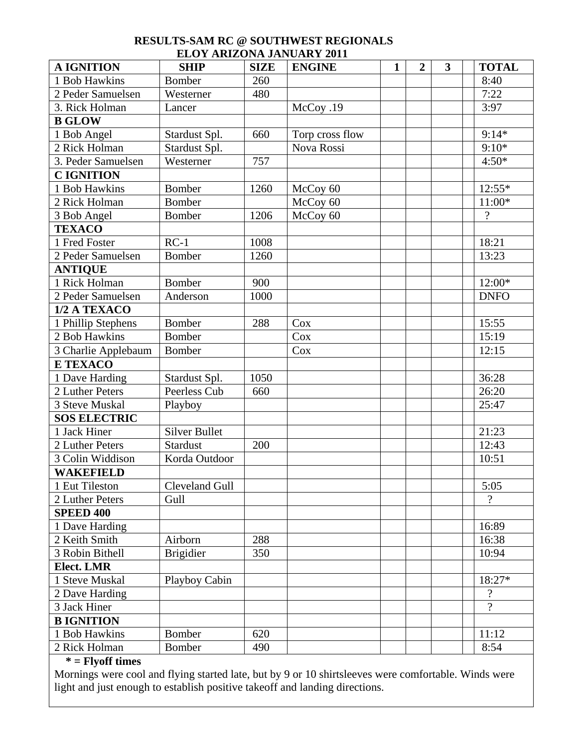# RESULTS-SAM RC @ SOUTHWEST REGIONALS
## ELOY ARIZONA JANUARY 2011

| A IGNITION | SHIP | SIZE | ENGINE | 1 | 2 | 3 | | TOTAL |
|---|---|---|---|---|---|---|---|---|
| 1 Bob Hawkins | Bomber | 260 | | | | | | 8:40 |
| 2 Peder Samuelsen | Westerner | 480 | | | | | | 7:22 |
| 3. Rick Holman | Lancer | | McCoy .19 | | | | | 3:97 |
| **B GLOW** | | | | | | | | |
| 1 Bob Angel | Stardust Spl. | 660 | Torp cross flow | | | | | 9:14* |
| 2 Rick Holman | Stardust Spl. | | Nova Rossi | | | | | 9:10* |
| 3. Peder Samuelsen | Westerner | 757 | | | | | | 4:50* |
| **C IGNITION** | | | | | | | | |
| 1 Bob Hawkins | Bomber | 1260 | McCoy 60 | | | | | 12:55* |
| 2 Rick Holman | Bomber | | McCoy 60 | | | | | 11:00* |
| 3 Bob Angel | Bomber | 1206 | McCoy 60 | | | | | ? |
| **TEXACO** | | | | | | | | |
| 1 Fred Foster | RC-1 | 1008 | | | | | | 18:21 |
| 2 Peder Samuelsen | Bomber | 1260 | | | | | | 13:23 |
| **ANTIQUE** | | | | | | | | |
| 1 Rick Holman | Bomber | 900 | | | | | | 12:00* |
| 2 Peder Samuelsen | Anderson | 1000 | | | | | | DNFO |
| **1/2 A TEXACO** | | | | | | | | |
| 1 Phillip Stephens | Bomber | 288 | Cox | | | | | 15:55 |
| 2 Bob Hawkins | Bomber | | Cox | | | | | 15:19 |
| 3 Charlie Applebaum | Bomber | | Cox | | | | | 12:15 |
| **E TEXACO** | | | | | | | | |
| 1 Dave Harding | Stardust Spl. | 1050 | | | | | | 36:28 |
| 2 Luther Peters | Peerless Cub | 660 | | | | | | 26:20 |
| 3 Steve Muskal | Playboy | | | | | | | 25:47 |
| **SOS ELECTRIC** | | | | | | | | |
| 1 Jack Hiner | Silver Bullet | | | | | | | 21:23 |
| 2 Luther Peters | Stardust | 200 | | | | | | 12:43 |
| 3 Colin Widdison | Korda Outdoor | | | | | | | 10:51 |
| **WAKEFIELD** | | | | | | | | |
| 1 Eut Tileston | Cleveland Gull | | | | | | | 5:05 |
| 2 Luther Peters | Gull | | | | | | | ? |
| **SPEED 400** | | | | | | | | |
| 1 Dave Harding | | | | | | | | 16:89 |
| 2 Keith Smith | Airborn | 288 | | | | | | 16:38 |
| 3 Robin Bithell | Brigidier | 350 | | | | | | 10:94 |
| **Elect. LMR** | | | | | | | | |
| 1 Steve Muskal | Playboy Cabin | | | | | | | 18:27* |
| 2 Dave Harding | | | | | | | | ? |
| 3 Jack Hiner | | | | | | | | ? |
| **B IGNITION** | | | | | | | | |
| 1 Bob Hawkins | Bomber | 620 | | | | | | 11:12 |
| 2 Rick Holman | Bomber | 490 | | | | | | 8:54 |

**\* = Flyoff times**

Mornings were cool and flying started late, but by 9 or 10 shirtsleeves were comfortable. Winds were light and just enough to establish positive takeoff and landing directions.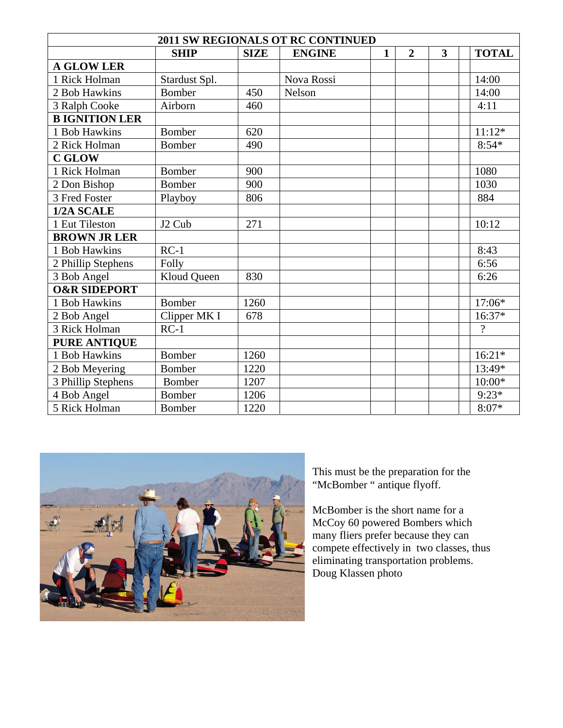| 2011 SW REGIONALS OT RC CONTINUED | | | | | | | | |
|---|---|---|---|---|---|---|---|---|
| | **SHIP** | **SIZE** | **ENGINE** | **1** | **2** | **3** | | **TOTAL** |
| **A GLOW LER** | | | | | | | | |
| 1 Rick Holman | Stardust Spl. | | Nova Rossi | | | | | 14:00 |
| 2 Bob Hawkins | Bomber | 450 | Nelson | | | | | 14:00 |
| 3 Ralph Cooke | Airborn | 460 | | | | | | 4:11 |
| **B IGNITION LER** | | | | | | | | |
| 1 Bob Hawkins | Bomber | 620 | | | | | | 11:12* |
| 2 Rick Holman | Bomber | 490 | | | | | | 8:54* |
| **C GLOW** | | | | | | | | |
| 1 Rick Holman | Bomber | 900 | | | | | | 1080 |
| 2 Don Bishop | Bomber | 900 | | | | | | 1030 |
| 3 Fred Foster | Playboy | 806 | | | | | | 884 |
| **1/2A SCALE** | | | | | | | | |
| 1 Eut Tileston | J2 Cub | 271 | | | | | | 10:12 |
| **BROWN JR LER** | | | | | | | | |
| 1 Bob Hawkins | RC-1 | | | | | | | 8:43 |
| 2 Phillip Stephens | Folly | | | | | | | 6:56 |
| 3 Bob Angel | Kloud Queen | 830 | | | | | | 6:26 |
| **O&R SIDEPORT** | | | | | | | | |
| 1 Bob Hawkins | Bomber | 1260 | | | | | | 17:06* |
| 2 Bob Angel | Clipper MK I | 678 | | | | | | 16:37* |
| 3 Rick Holman | RC-1 | | | | | | | ? |
| **PURE ANTIQUE** | | | | | | | | |
| 1 Bob Hawkins | Bomber | 1260 | | | | | | 16:21* |
| 2 Bob Meyering | Bomber | 1220 | | | | | | 13:49* |
| 3 Phillip Stephens | Bomber | 1207 | | | | | | 10:00* |
| 4 Bob Angel | Bomber | 1206 | | | | | | 9:23* |
| 5 Rick Holman | Bomber | 1220 | | | | | | 8:07* |

This must be the preparation for the "McBomber " antique flyoff.

McBomber is the short name for a McCoy 60 powered Bombers which many fliers prefer because they can compete effectively in two classes, thus eliminating transportation problems. Doug Klassen photo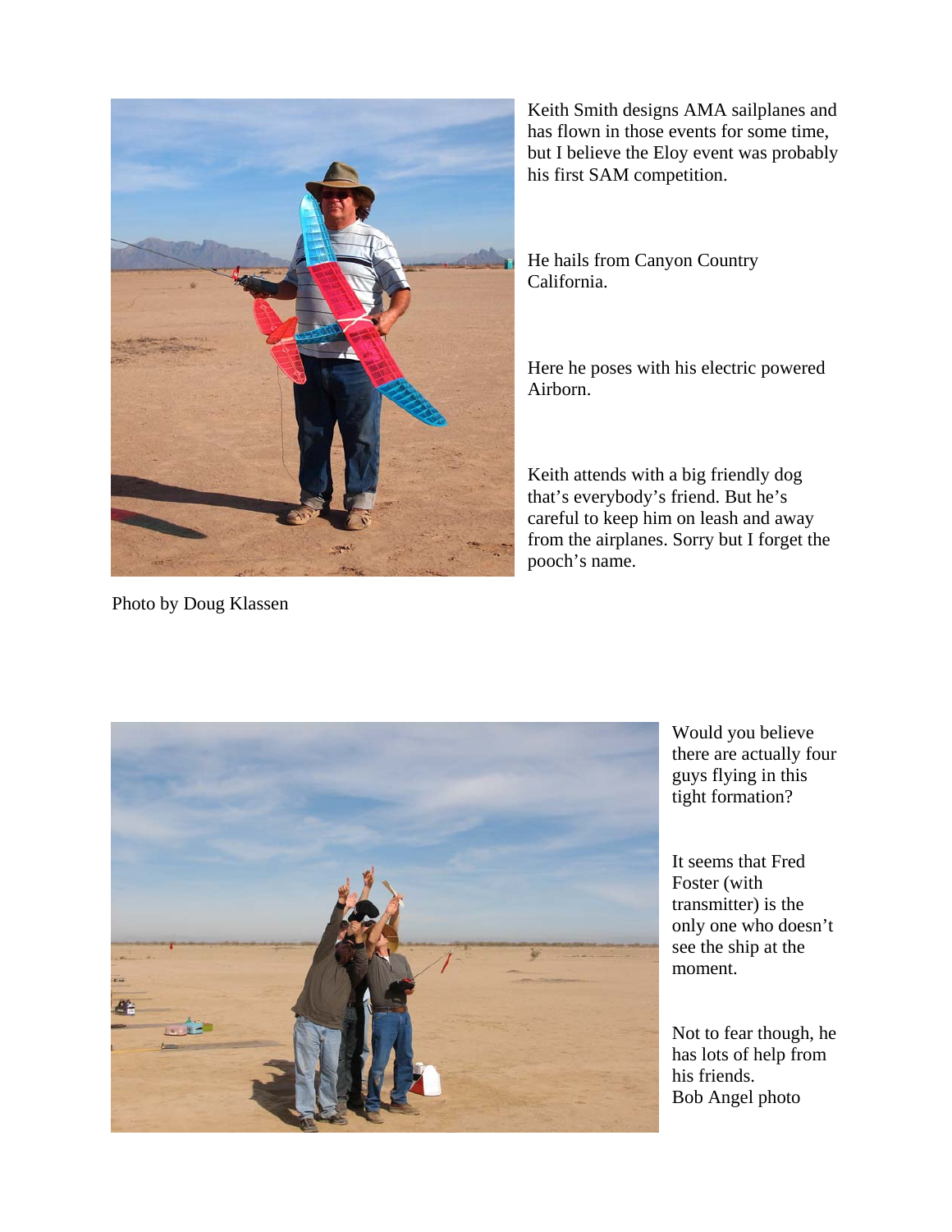Keith Smith designs AMA sailplanes and has flown in those events for some time, but I believe the Eloy event was probably his first SAM competition.

He hails from Canyon Country California.

Here he poses with his electric powered Airborn.

Keith attends with a big friendly dog that's everybody's friend. But he's careful to keep him on leash and away from the airplanes. Sorry but I forget the pooch's name.

Photo by Doug Klassen

Would you believe there are actually four guys flying in this tight formation?

It seems that Fred Foster (with transmitter) is the only one who doesn't see the ship at the moment.

Not to fear though, he has lots of help from his friends.
Bob Angel photo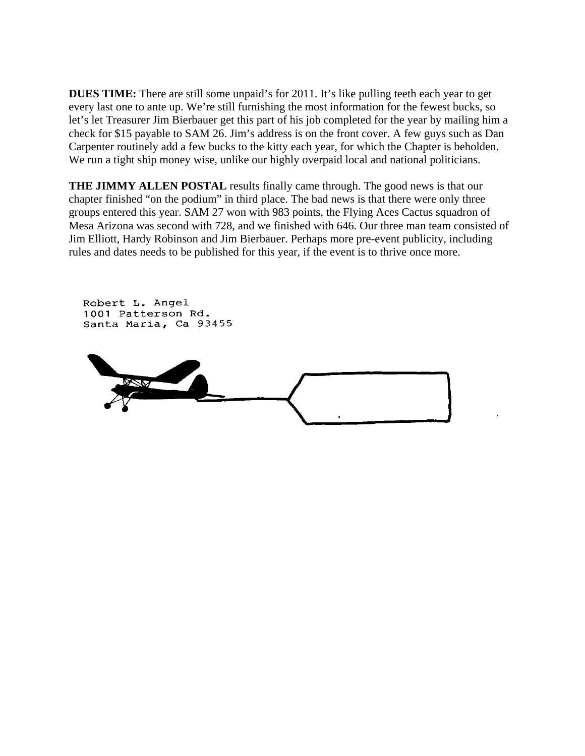**DUES TIME:** There are still some unpaid's for 2011. It's like pulling teeth each year to get every last one to ante up. We're still furnishing the most information for the fewest bucks, so let's let Treasurer Jim Bierbauer get this part of his job completed for the year by mailing him a check for $15 payable to SAM 26. Jim's address is on the front cover. A few guys such as Dan Carpenter routinely add a few bucks to the kitty each year, for which the Chapter is beholden. We run a tight ship money wise, unlike our highly overpaid local and national politicians.

**THE JIMMY ALLEN POSTAL** results finally came through. The good news is that our chapter finished "on the podium" in third place. The bad news is that there were only three groups entered this year. SAM 27 won with 983 points, the Flying Aces Cactus squadron of Mesa Arizona was second with 728, and we finished with 646. Our three man team consisted of Jim Elliott, Hardy Robinson and Jim Bierbauer. Perhaps more pre-event publicity, including rules and dates needs to be published for this year, if the event is to thrive once more.

Robert L. Angel
1001 Patterson Rd.
Santa Maria, Ca 93455